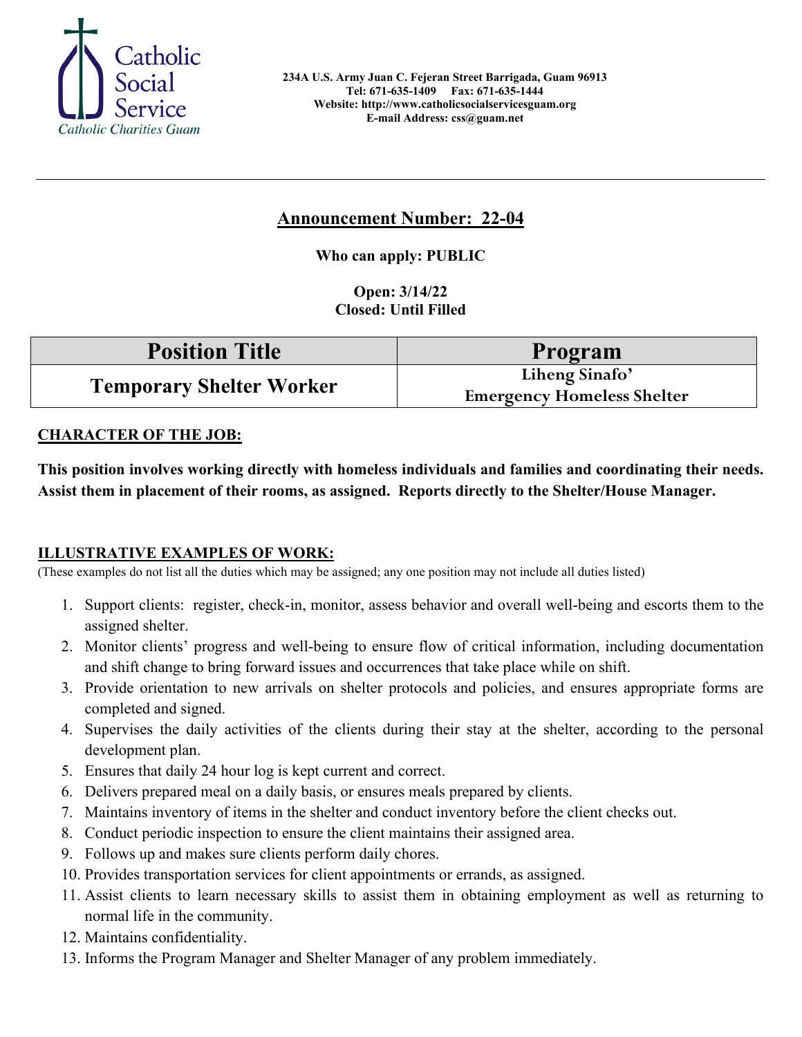Catholic Social Service
*Catholic Charities Guam*

**234A U.S. Army Juan C. Fejeran Street Barrigada, Guam 96913**
**Tel: 671-635-1409 Fax: 671-635-1444**
**Website: http://www.catholicsocialservicesguam.org**
**E-mail Address: css@guam.net**

---

## Announcement Number: 22-04

**Who can apply: PUBLIC**

**Open: 3/14/22**
**Closed: Until Filled**

| Position Title | Program |
|---|---|
| Temporary Shelter Worker | Liheng Sinafo' Emergency Homeless Shelter |

**CHARACTER OF THE JOB:**

**This position involves working directly with homeless individuals and families and coordinating their needs. Assist them in placement of their rooms, as assigned. Reports directly to the Shelter/House Manager.**

**ILLUSTRATIVE EXAMPLES OF WORK:**

(These examples do not list all the duties which may be assigned; any one position may not include all duties listed)

1. Support clients: register, check-in, monitor, assess behavior and overall well-being and escorts them to the assigned shelter.
2. Monitor clients' progress and well-being to ensure flow of critical information, including documentation and shift change to bring forward issues and occurrences that take place while on shift.
3. Provide orientation to new arrivals on shelter protocols and policies, and ensures appropriate forms are completed and signed.
4. Supervises the daily activities of the clients during their stay at the shelter, according to the personal development plan.
5. Ensures that daily 24 hour log is kept current and correct.
6. Delivers prepared meal on a daily basis, or ensures meals prepared by clients.
7. Maintains inventory of items in the shelter and conduct inventory before the client checks out.
8. Conduct periodic inspection to ensure the client maintains their assigned area.
9. Follows up and makes sure clients perform daily chores.
10. Provides transportation services for client appointments or errands, as assigned.
11. Assist clients to learn necessary skills to assist them in obtaining employment as well as returning to normal life in the community.
12. Maintains confidentiality.
13. Informs the Program Manager and Shelter Manager of any problem immediately.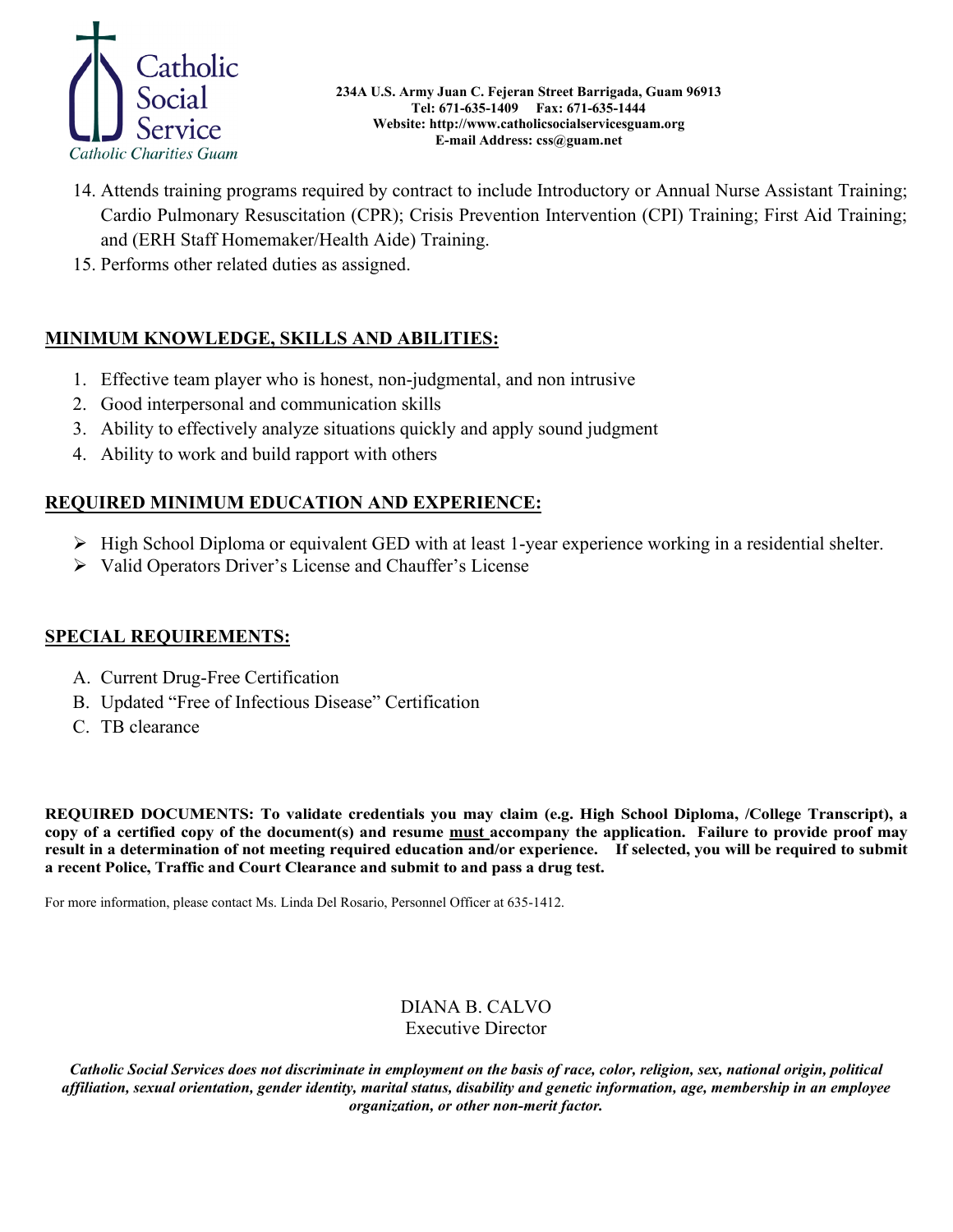234A U.S. Army Juan C. Fejeran Street Barrigada, Guam 96913
Tel: 671-635-1409 Fax: 671-635-1444
Website: http://www.catholicsocialservicesguam.org
E-mail Address: css@guam.net

14. Attends training programs required by contract to include Introductory or Annual Nurse Assistant Training; Cardio Pulmonary Resuscitation (CPR); Crisis Prevention Intervention (CPI) Training; First Aid Training; and (ERH Staff Homemaker/Health Aide) Training.
15. Performs other related duties as assigned.

## MINIMUM KNOWLEDGE, SKILLS AND ABILITIES:

1. Effective team player who is honest, non-judgmental, and non intrusive
2. Good interpersonal and communication skills
3. Ability to effectively analyze situations quickly and apply sound judgment
4. Ability to work and build rapport with others

## REQUIRED MINIMUM EDUCATION AND EXPERIENCE:

- High School Diploma or equivalent GED with at least 1-year experience working in a residential shelter.
- Valid Operators Driver's License and Chauffer's License

## SPECIAL REQUIREMENTS:

A. Current Drug-Free Certification
B. Updated "Free of Infectious Disease" Certification
C. TB clearance

**REQUIRED DOCUMENTS: To validate credentials you may claim (e.g. High School Diploma, /College Transcript), a copy of a certified copy of the document(s) and resume must accompany the application. Failure to provide proof may result in a determination of not meeting required education and/or experience. If selected, you will be required to submit a recent Police, Traffic and Court Clearance and submit to and pass a drug test.**

For more information, please contact Ms. Linda Del Rosario, Personnel Officer at 635-1412.

DIANA B. CALVO
Executive Director

***Catholic Social Services does not discriminate in employment on the basis of race, color, religion, sex, national origin, political affiliation, sexual orientation, gender identity, marital status, disability and genetic information, age, membership in an employee organization, or other non-merit factor.***